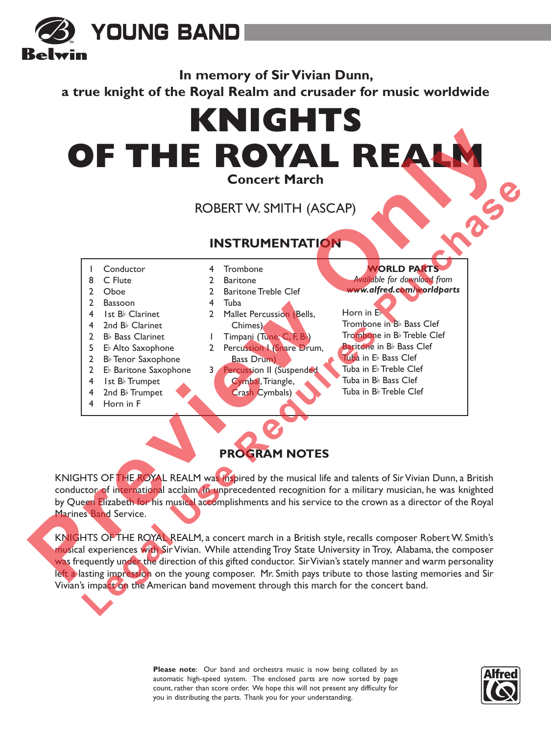**YOUNG BAND**

Belwin

**In memory of Sir Vivian Dunn,**
**a true knight of the Royal Realm and crusader for music worldwide**

# KNIGHTS OF THE ROYAL REALM

**Concert March**

ROBERT W. SMITH (ASCAP)

## INSTRUMENTATION

- 1 Conductor
- 8 C Flute
- 2 Oboe
- 2 Bassoon
- 4 1st B♭ Clarinet
- 4 2nd B♭ Clarinet
- 2 B♭ Bass Clarinet
- 5 E♭ Alto Saxophone
- 2 B♭ Tenor Saxophone
- 2 E♭ Baritone Saxophone
- 4 1st B♭ Trumpet
- 4 2nd B♭ Trumpet
- 4 Horn in F
- 4 Trombone
- 2 Baritone
- 2 Baritone Treble Clef
- 4 Tuba
- 2 Mallet Percussion (Bells, Chimes)
- 1 Timpani (Tune: C, F, B♭)
- 2 Percussion I (Snare Drum, Bass Drum)
- 3 Percussion II (Suspended Cymbal, Triangle, Crash Cymbals)

**WORLD PARTS**
*Available for download from*
***www.alfred.com/worldparts***

- Horn in E♭
- Trombone in B♭ Bass Clef
- Trombone in B♭ Treble Clef
- Baritone in B♭ Bass Clef
- Tuba in E♭ Bass Clef
- Tuba in E♭ Treble Clef
- Tuba in B♭ Bass Clef
- Tuba in B♭ Treble Clef

## PROGRAM NOTES

KNIGHTS OF THE ROYAL REALM was inspired by the musical life and talents of Sir Vivian Dunn, a British conductor of international acclaim. In unprecedented recognition for a military musician, he was knighted by Queen Elizabeth for his musical accomplishments and his service to the crown as a director of the Royal Marines Band Service.

KNIGHTS OF THE ROYAL REALM, a concert march in a British style, recalls composer Robert W. Smith's musical experiences with Sir Vivian. While attending Troy State University in Troy, Alabama, the composer was frequently under the direction of this gifted conductor. Sir Vivian's stately manner and warm personality left a lasting impression on the young composer. Mr. Smith pays tribute to those lasting memories and Sir Vivian's impact on the American band movement through this march for the concert band.

**Please note**: Our band and orchestra music is now being collated by an automatic high-speed system. The enclosed parts are now sorted by page count, rather than score order. We hope this will not present any difficulty for you in distributing the parts. Thank you for your understanding.

Preview Only
Legal Use Requires Purchase

Alfred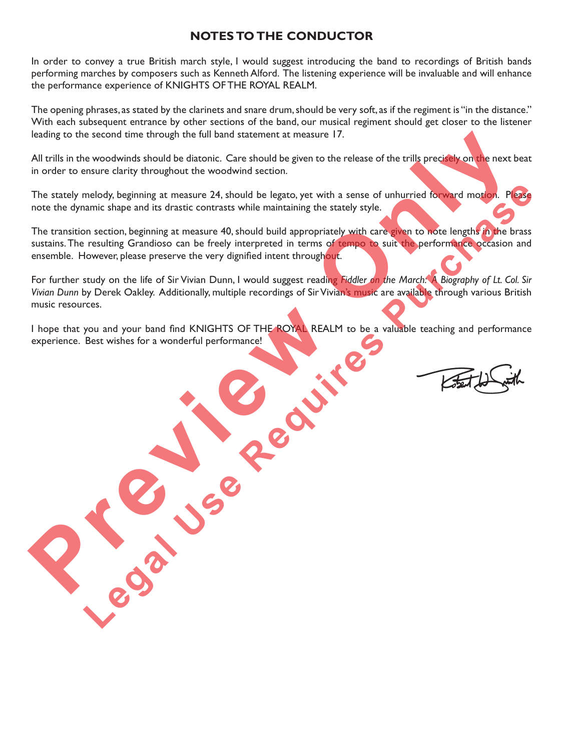## NOTES TO THE CONDUCTOR

In order to convey a true British march style, I would suggest introducing the band to recordings of British bands performing marches by composers such as Kenneth Alford. The listening experience will be invaluable and will enhance the performance experience of KNIGHTS OF THE ROYAL REALM.

The opening phrases, as stated by the clarinets and snare drum, should be very soft, as if the regiment is "in the distance." With each subsequent entrance by other sections of the band, our musical regiment should get closer to the listener leading to the second time through the full band statement at measure 17.

All trills in the woodwinds should be diatonic. Care should be given to the release of the trills precisely on the next beat in order to ensure clarity throughout the woodwind section.

The stately melody, beginning at measure 24, should be legato, yet with a sense of unhurried forward motion. Please note the dynamic shape and its drastic contrasts while maintaining the stately style.

The transition section, beginning at measure 40, should build appropriately with care given to note lengths in the brass sustains. The resulting Grandioso can be freely interpreted in terms of tempo to suit the performance occasion and ensemble. However, please preserve the very dignified intent throughout.

For further study on the life of Sir Vivian Dunn, I would suggest reading *Fiddler on the March: A Biography of Lt. Col. Sir Vivian Dunn* by Derek Oakley. Additionally, multiple recordings of Sir Vivian's music are available through various British music resources.

I hope that you and your band find KNIGHTS OF THE ROYAL REALM to be a valuable teaching and performance experience. Best wishes for a wonderful performance!

Robert W. Smith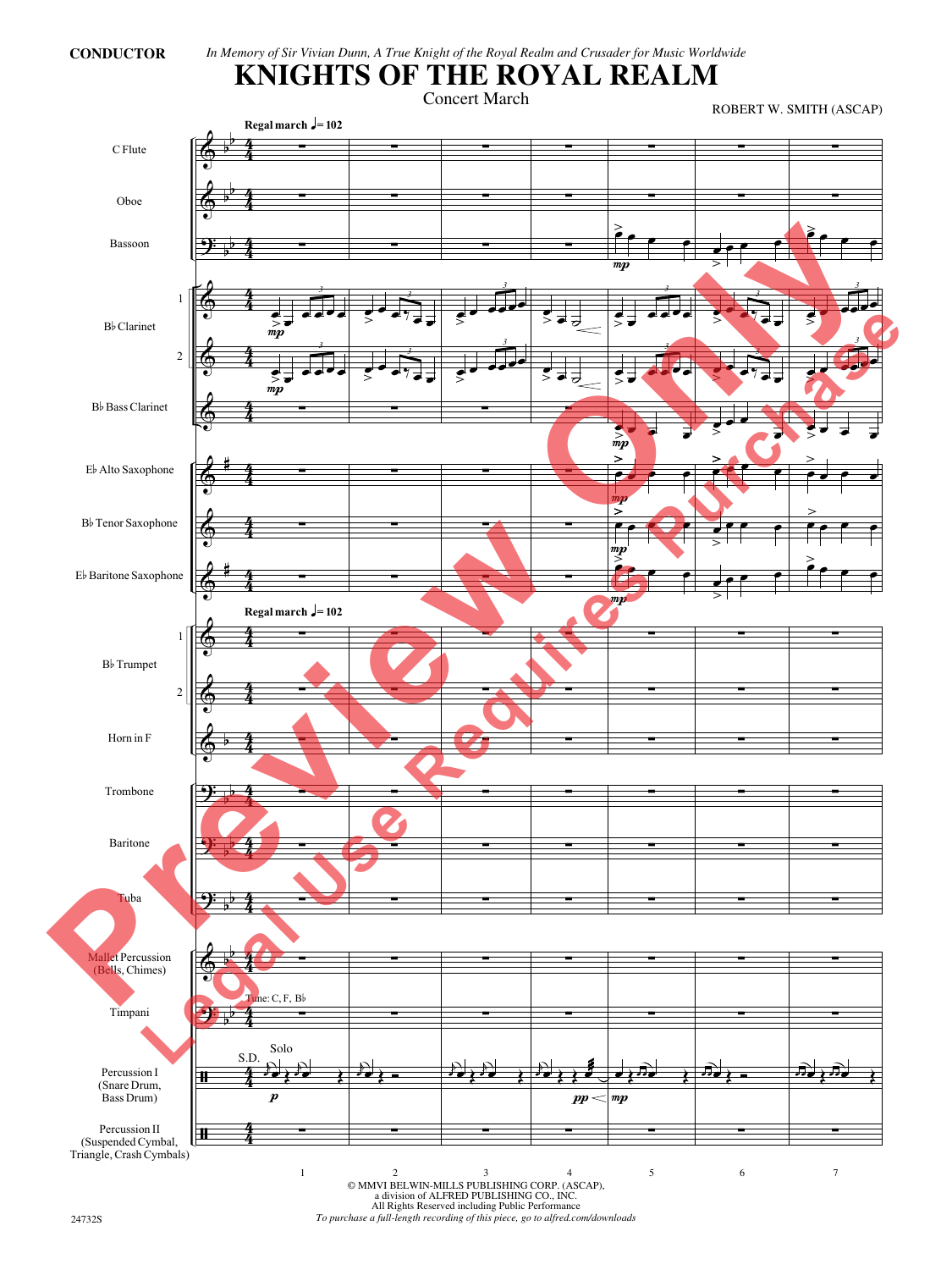**CONDUCTOR**

*In Memory of Sir Vivian Dunn, A True Knight of the Royal Realm and Crusader for Music Worldwide*

# KNIGHTS OF THE ROYAL REALM

Concert March

ROBERT W. SMITH (ASCAP)

© MMVI BELWIN-MILLS PUBLISHING CORP. (ASCAP),
a division of ALFRED PUBLISHING CO., INC.
All Rights Reserved including Public Performance
*To purchase a full-length recording of this piece, go to alfred.com/downloads*

24732S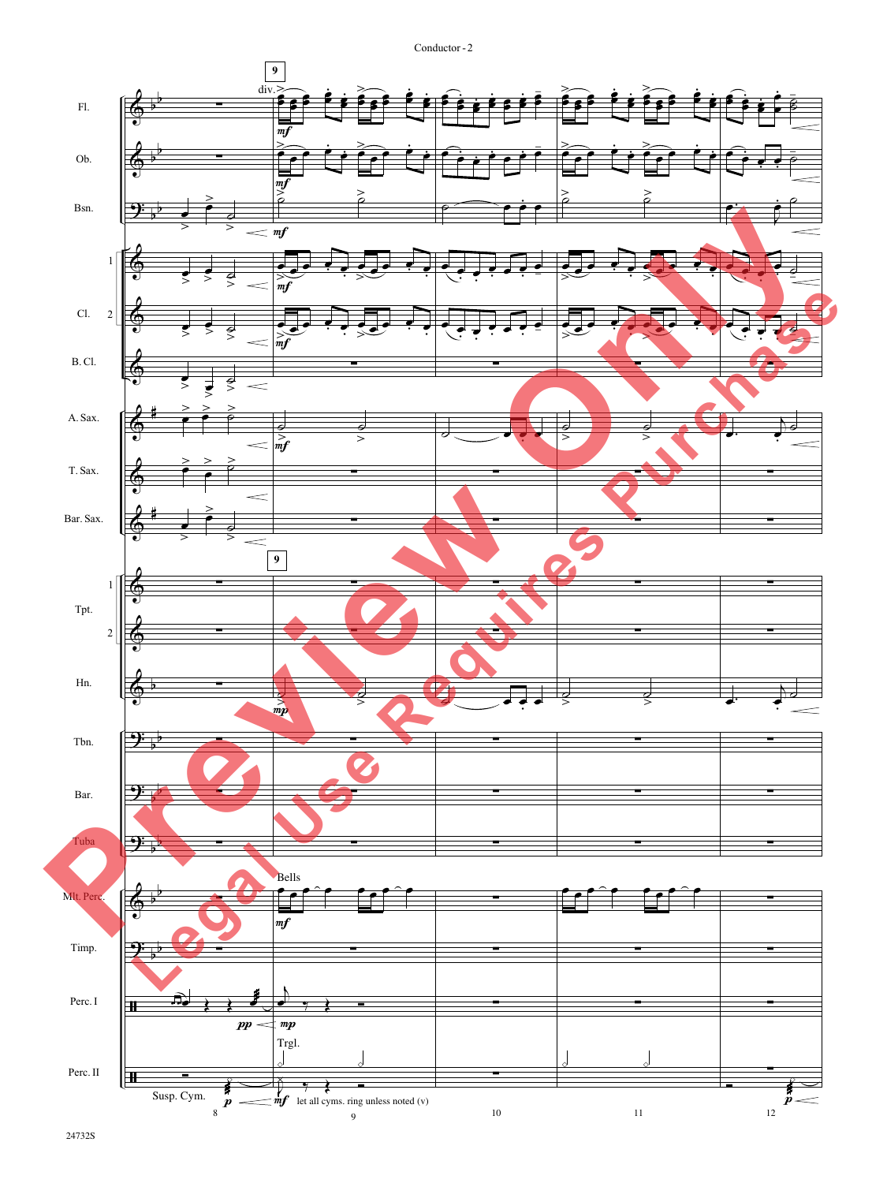Conductor - 2

Fl.

Ob.

Bsn.

Cl. 1

Cl. 2

B. Cl.

A. Sax.

T. Sax.

Bar. Sax.

Tpt. 1

Tpt. 2

Hn.

Tbn.

Bar.

Tuba

Mlt. Perc.

Timp.

Perc. I

Perc. II

9

div.

mf

mp

Bells

pp

Trgl.

Susp. Cym.

p

let all cyms. ring unless noted (v)

8 9 10 11 12

24732S

Preview Only

Legal Use Requires Purchase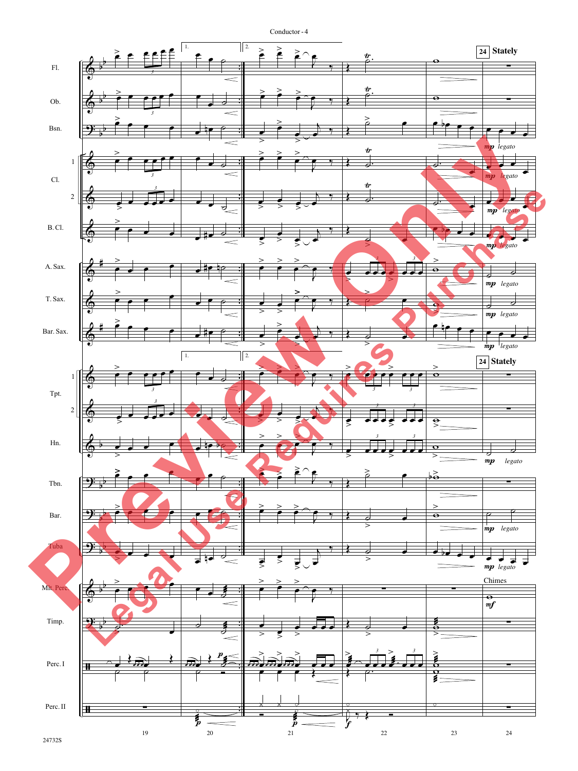Conductor - 4

**24 Stately**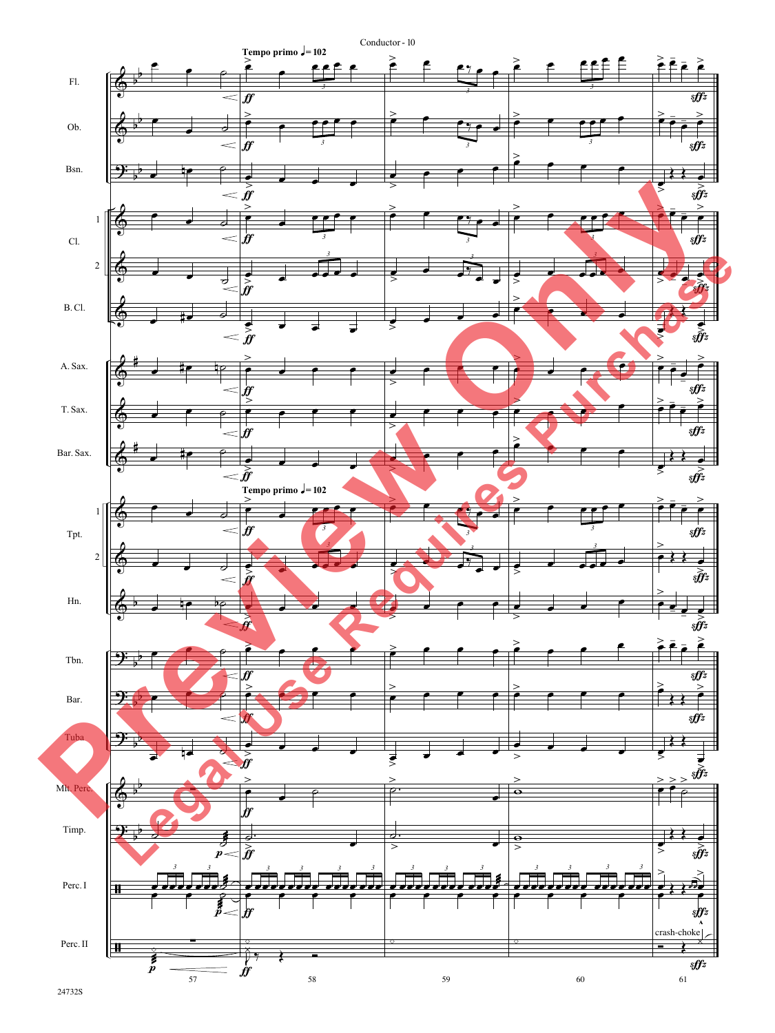Tempo primo ♩= 102

Fl.

Ob.

Bsn.

Cl. 1

Cl. 2

B. Cl.

A. Sax.

T. Sax.

Bar. Sax.

Tempo primo ♩= 102

Tpt. 1

Tpt. 2

Hn.

Tbn.

Bar.

Tuba

Mlt. Perc.

Timp.

Perc. I

Perc. II

crash-choke

57 58 59 60 61

Preview Only

Legal Use Requires Purchase